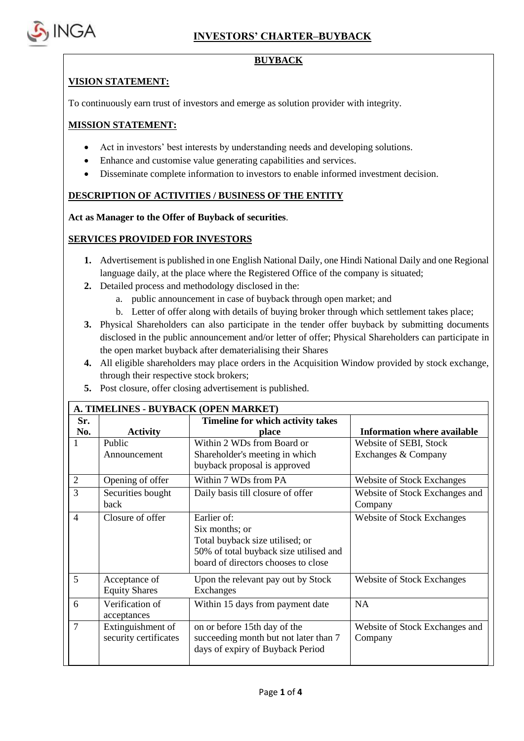# INVESTORS' CHARTER–BUYBACK

## BUYBACK

### VISION STATEMENT:

To continuously earn trust of investors and emerge as solution provider with integrity.

### MISSION STATEMENT:

- Act in investors' best interests by understanding needs and developing solutions.
- Enhance and customise value generating capabilities and services.
- Disseminate complete information to investors to enable informed investment decision.

### DESCRIPTION OF ACTIVITIES / BUSINESS OF THE ENTITY

**Act as Manager to the Offer of Buyback of securities**.

### SERVICES PROVIDED FOR INVESTORS

1. Advertisement is published in one English National Daily, one Hindi National Daily and one Regional language daily, at the place where the Registered Office of the company is situated;
2. Detailed process and methodology disclosed in the:
   a. public announcement in case of buyback through open market; and
   b. Letter of offer along with details of buying broker through which settlement takes place;
3. Physical Shareholders can also participate in the tender offer buyback by submitting documents disclosed in the public announcement and/or letter of offer; Physical Shareholders can participate in the open market buyback after dematerialising their Shares
4. All eligible shareholders may place orders in the Acquisition Window provided by stock exchange, through their respective stock brokers;
5. Post closure, offer closing advertisement is published.

**A. TIMELINES - BUYBACK (OPEN MARKET)**

| Sr. No. | Activity | Timeline for which activity takes place | Information where available |
|---|---|---|---|
| 1 | Public Announcement | Within 2 WDs from Board or Shareholder's meeting in which buyback proposal is approved | Website of SEBI, Stock Exchanges & Company |
| 2 | Opening of offer | Within 7 WDs from PA | Website of Stock Exchanges |
| 3 | Securities bought back | Daily basis till closure of offer | Website of Stock Exchanges and Company |
| 4 | Closure of offer | Earlier of:<br>Six months; or<br>Total buyback size utilised; or<br>50% of total buyback size utilised and board of directors chooses to close | Website of Stock Exchanges |
| 5 | Acceptance of Equity Shares | Upon the relevant pay out by Stock Exchanges | Website of Stock Exchanges |
| 6 | Verification of acceptances | Within 15 days from payment date | NA |
| 7 | Extinguishment of security certificates | on or before 15th day of the succeeding month but not later than 7 days of expiry of Buyback Period | Website of Stock Exchanges and Company |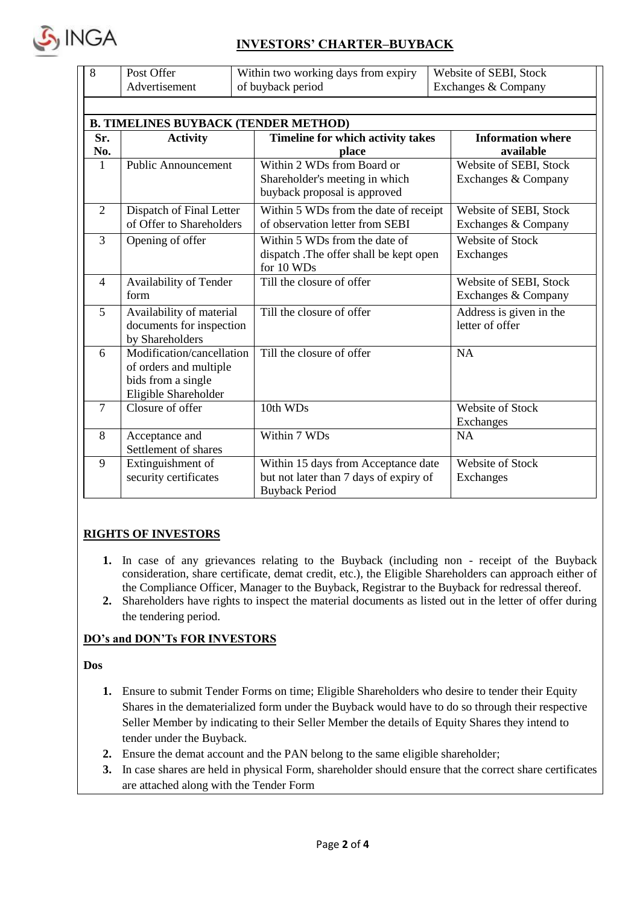| 8 | Post Offer Advertisement | Within two working days from expiry of buyback period | Website of SEBI, Stock Exchanges & Company |
|---|---|---|---|

**B. TIMELINES BUYBACK (TENDER METHOD)**

| Sr. No. | Activity | Timeline for which activity takes place | Information where available |
|---|---|---|---|
| 1 | Public Announcement | Within 2 WDs from Board or Shareholder's meeting in which buyback proposal is approved | Website of SEBI, Stock Exchanges & Company |
| 2 | Dispatch of Final Letter of Offer to Shareholders | Within 5 WDs from the date of receipt of observation letter from SEBI | Website of SEBI, Stock Exchanges & Company |
| 3 | Opening of offer | Within 5 WDs from the date of dispatch .The offer shall be kept open for 10 WDs | Website of Stock Exchanges |
| 4 | Availability of Tender form | Till the closure of offer | Website of SEBI, Stock Exchanges & Company |
| 5 | Availability of material documents for inspection by Shareholders | Till the closure of offer | Address is given in the letter of offer |
| 6 | Modification/cancellation of orders and multiple bids from a single Eligible Shareholder | Till the closure of offer | NA |
| 7 | Closure of offer | 10th WDs | Website of Stock Exchanges |
| 8 | Acceptance and Settlement of shares | Within 7 WDs | NA |
| 9 | Extinguishment of security certificates | Within 15 days from Acceptance date but not later than 7 days of expiry of Buyback Period | Website of Stock Exchanges |

## RIGHTS OF INVESTORS

1. In case of any grievances relating to the Buyback (including non - receipt of the Buyback consideration, share certificate, demat credit, etc.), the Eligible Shareholders can approach either of the Compliance Officer, Manager to the Buyback, Registrar to the Buyback for redressal thereof.
2. Shareholders have rights to inspect the material documents as listed out in the letter of offer during the tendering period.

## DO's and DON'Ts FOR INVESTORS

**Dos**

1. Ensure to submit Tender Forms on time; Eligible Shareholders who desire to tender their Equity Shares in the dematerialized form under the Buyback would have to do so through their respective Seller Member by indicating to their Seller Member the details of Equity Shares they intend to tender under the Buyback.
2. Ensure the demat account and the PAN belong to the same eligible shareholder;
3. In case shares are held in physical Form, shareholder should ensure that the correct share certificates are attached along with the Tender Form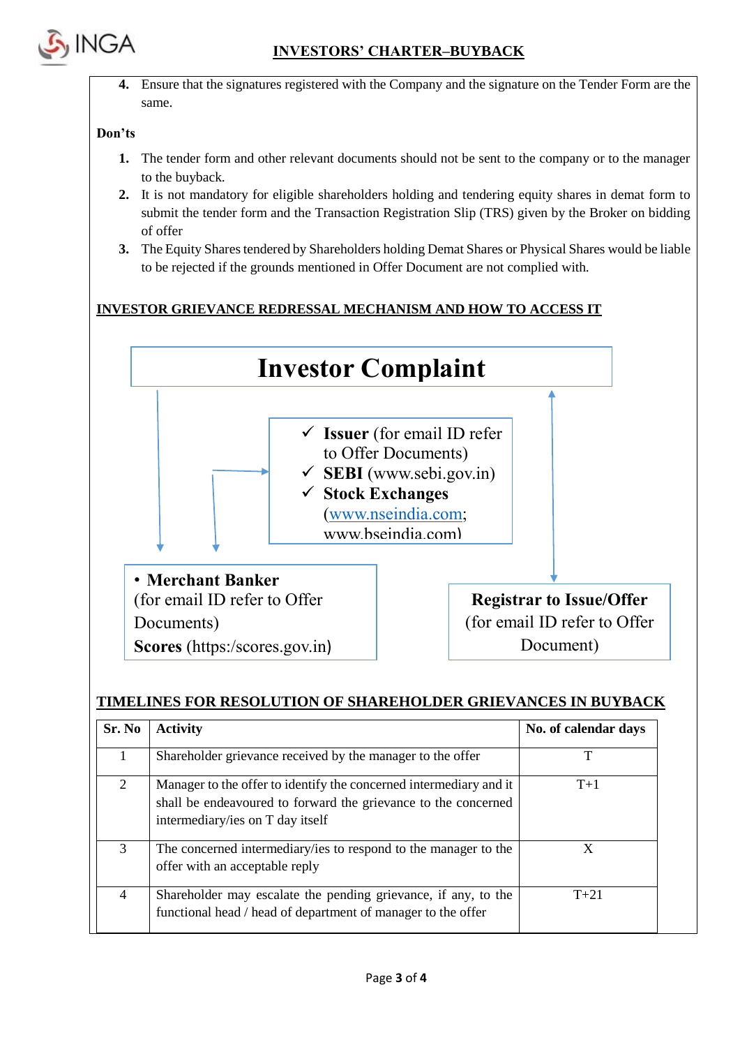4. Ensure that the signatures registered with the Company and the signature on the Tender Form are the same.

**Don'ts**

1. The tender form and other relevant documents should not be sent to the company or to the manager to the buyback.
2. It is not mandatory for eligible shareholders holding and tendering equity shares in demat form to submit the tender form and the Transaction Registration Slip (TRS) given by the Broker on bidding of offer
3. The Equity Shares tendered by Shareholders holding Demat Shares or Physical Shares would be liable to be rejected if the grounds mentioned in Offer Document are not complied with.

## INVESTOR GRIEVANCE REDRESSAL MECHANISM AND HOW TO ACCESS IT

**Investor Complaint**

- ✓ **Issuer** (for email ID refer to Offer Documents)
- ✓ **SEBI** (www.sebi.gov.in)
- ✓ **Stock Exchanges** (www.nseindia.com; www.bseindia.com)

- **Merchant Banker** (for email ID refer to Offer Documents)
  **Scores** (https:/scores.gov.in)

**Registrar to Issue/Offer** (for email ID refer to Offer Document)

## TIMELINES FOR RESOLUTION OF SHAREHOLDER GRIEVANCES IN BUYBACK

| Sr. No | Activity | No. of calendar days |
|---|---|---|
| 1 | Shareholder grievance received by the manager to the offer | T |
| 2 | Manager to the offer to identify the concerned intermediary and it shall be endeavoured to forward the grievance to the concerned intermediary/ies on T day itself | T+1 |
| 3 | The concerned intermediary/ies to respond to the manager to the offer with an acceptable reply | X |
| 4 | Shareholder may escalate the pending grievance, if any, to the functional head / head of department of manager to the offer | T+21 |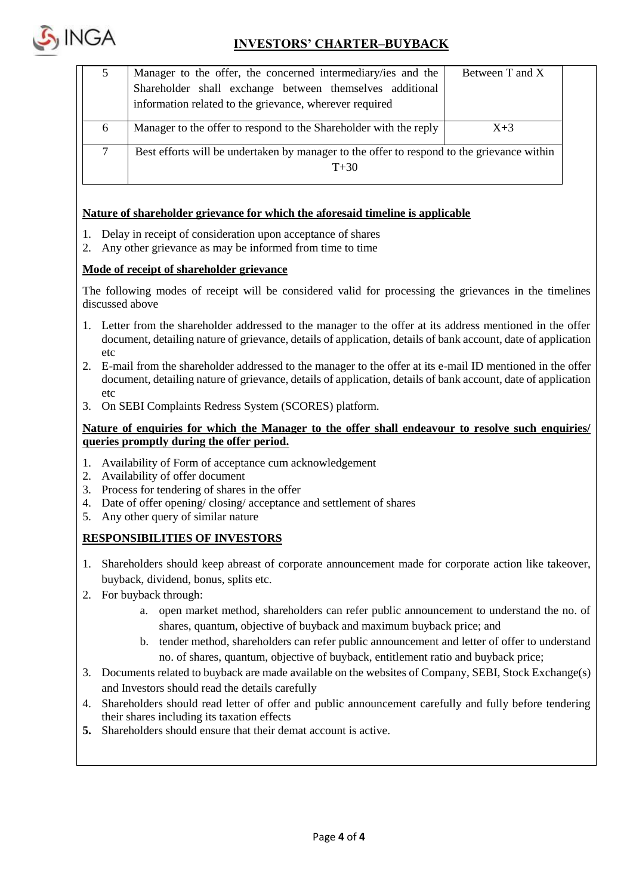| | | |
|---|---|---|
| 5 | Manager to the offer, the concerned intermediary/ies and the Shareholder shall exchange between themselves additional information related to the grievance, wherever required | Between T and X |
| 6 | Manager to the offer to respond to the Shareholder with the reply | X+3 |
| 7 | Best efforts will be undertaken by manager to the offer to respond to the grievance within T+30 | |

**Nature of shareholder grievance for which the aforesaid timeline is applicable**

1. Delay in receipt of consideration upon acceptance of shares
2. Any other grievance as may be informed from time to time

**Mode of receipt of shareholder grievance**

The following modes of receipt will be considered valid for processing the grievances in the timelines discussed above

1. Letter from the shareholder addressed to the manager to the offer at its address mentioned in the offer document, detailing nature of grievance, details of application, details of bank account, date of application etc
2. E-mail from the shareholder addressed to the manager to the offer at its e-mail ID mentioned in the offer document, detailing nature of grievance, details of application, details of bank account, date of application etc
3. On SEBI Complaints Redress System (SCORES) platform.

**Nature of enquiries for which the Manager to the offer shall endeavour to resolve such enquiries/ queries promptly during the offer period.**

1. Availability of Form of acceptance cum acknowledgement
2. Availability of offer document
3. Process for tendering of shares in the offer
4. Date of offer opening/ closing/ acceptance and settlement of shares
5. Any other query of similar nature

**RESPONSIBILITIES OF INVESTORS**

1. Shareholders should keep abreast of corporate announcement made for corporate action like takeover, buyback, dividend, bonus, splits etc.
2. For buyback through:
    a. open market method, shareholders can refer public announcement to understand the no. of shares, quantum, objective of buyback and maximum buyback price; and
    b. tender method, shareholders can refer public announcement and letter of offer to understand no. of shares, quantum, objective of buyback, entitlement ratio and buyback price;
3. Documents related to buyback are made available on the websites of Company, SEBI, Stock Exchange(s) and Investors should read the details carefully
4. Shareholders should read letter of offer and public announcement carefully and fully before tendering their shares including its taxation effects
5. Shareholders should ensure that their demat account is active.